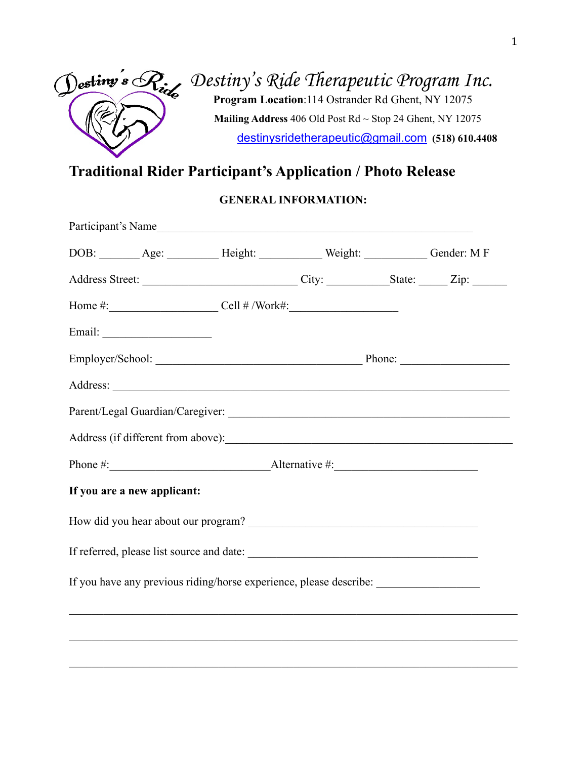# Destiny's Ride Therapeutic Program Inc.

**Program Location**:114 Ostrander Rd Ghent, NY 12075

**Mailing Address** 406 Old Post Rd ~ Stop 24 Ghent, NY 12075

destinysridetherapeutic@gmail.com **(518) 610.4408**

## Traditional Rider Participant's Application / Photo Release

**GENERAL INFORMATION:**

Participant's Name\_\_\_\_\_\_\_\_\_\_\_\_\_\_\_\_\_\_\_\_\_\_\_\_\_\_\_\_\_\_\_\_\_\_\_\_\_\_\_\_\_\_\_\_\_\_\_\_

DOB: \_\_\_\_\_\_ Age: \_\_\_\_\_\_\_ Height: \_\_\_\_\_\_\_\_\_ Weight: \_\_\_\_\_\_\_\_\_ Gender: M F

Address Street: \_\_\_\_\_\_\_\_\_\_\_\_\_\_\_\_\_\_\_\_\_\_\_\_ City: \_\_\_\_\_\_\_\_\_State: \_\_\_\_ Zip: \_\_\_\_\_

Home #:\_\_\_\_\_\_\_\_\_\_\_\_\_\_\_\_ Cell # /Work#:\_\_\_\_\_\_\_\_\_\_\_\_\_\_\_\_

Email: \_\_\_\_\_\_\_\_\_\_\_\_\_\_\_\_

Employer/School: \_\_\_\_\_\_\_\_\_\_\_\_\_\_\_\_\_\_\_\_\_\_\_\_\_\_\_\_\_\_\_\_ Phone: \_\_\_\_\_\_\_\_\_\_\_\_\_\_\_\_

Address: \_\_\_\_\_\_\_\_\_\_\_\_\_\_\_\_\_\_\_\_\_\_\_\_\_\_\_\_\_\_\_\_\_\_\_\_\_\_\_\_\_\_\_\_\_\_\_\_\_\_\_\_\_\_\_\_\_\_\_\_

Parent/Legal Guardian/Caregiver: \_\_\_\_\_\_\_\_\_\_\_\_\_\_\_\_\_\_\_\_\_\_\_\_\_\_\_\_\_\_\_\_\_\_\_\_\_\_\_\_\_\_

Address (if different from above):\_\_\_\_\_\_\_\_\_\_\_\_\_\_\_\_\_\_\_\_\_\_\_\_\_\_\_\_\_\_\_\_\_\_\_\_\_\_\_\_\_\_

Phone #:\_\_\_\_\_\_\_\_\_\_\_\_\_\_\_\_\_\_\_\_\_\_\_\_\_\_Alternative #:\_\_\_\_\_\_\_\_\_\_\_\_\_\_\_\_\_\_\_\_\_\_

**If you are a new applicant:**

How did you hear about our program? \_\_\_\_\_\_\_\_\_\_\_\_\_\_\_\_\_\_\_\_\_\_\_\_\_\_\_\_\_\_\_\_\_\_\_\_

If referred, please list source and date: \_\_\_\_\_\_\_\_\_\_\_\_\_\_\_\_\_\_\_\_\_\_\_\_\_\_\_\_\_\_\_\_\_\_\_\_

If you have any previous riding/horse experience, please describe: \_\_\_\_\_\_\_\_\_\_\_\_\_\_\_\_

\_\_\_\_\_\_\_\_\_\_\_\_\_\_\_\_\_\_\_\_\_\_\_\_\_\_\_\_\_\_\_\_\_\_\_\_\_\_\_\_\_\_\_\_\_\_\_\_\_\_\_\_\_\_\_\_\_\_\_\_\_\_\_\_\_\_\_\_\_\_

\_\_\_\_\_\_\_\_\_\_\_\_\_\_\_\_\_\_\_\_\_\_\_\_\_\_\_\_\_\_\_\_\_\_\_\_\_\_\_\_\_\_\_\_\_\_\_\_\_\_\_\_\_\_\_\_\_\_\_\_\_\_\_\_\_\_\_\_\_\_

\_\_\_\_\_\_\_\_\_\_\_\_\_\_\_\_\_\_\_\_\_\_\_\_\_\_\_\_\_\_\_\_\_\_\_\_\_\_\_\_\_\_\_\_\_\_\_\_\_\_\_\_\_\_\_\_\_\_\_\_\_\_\_\_\_\_\_\_\_\_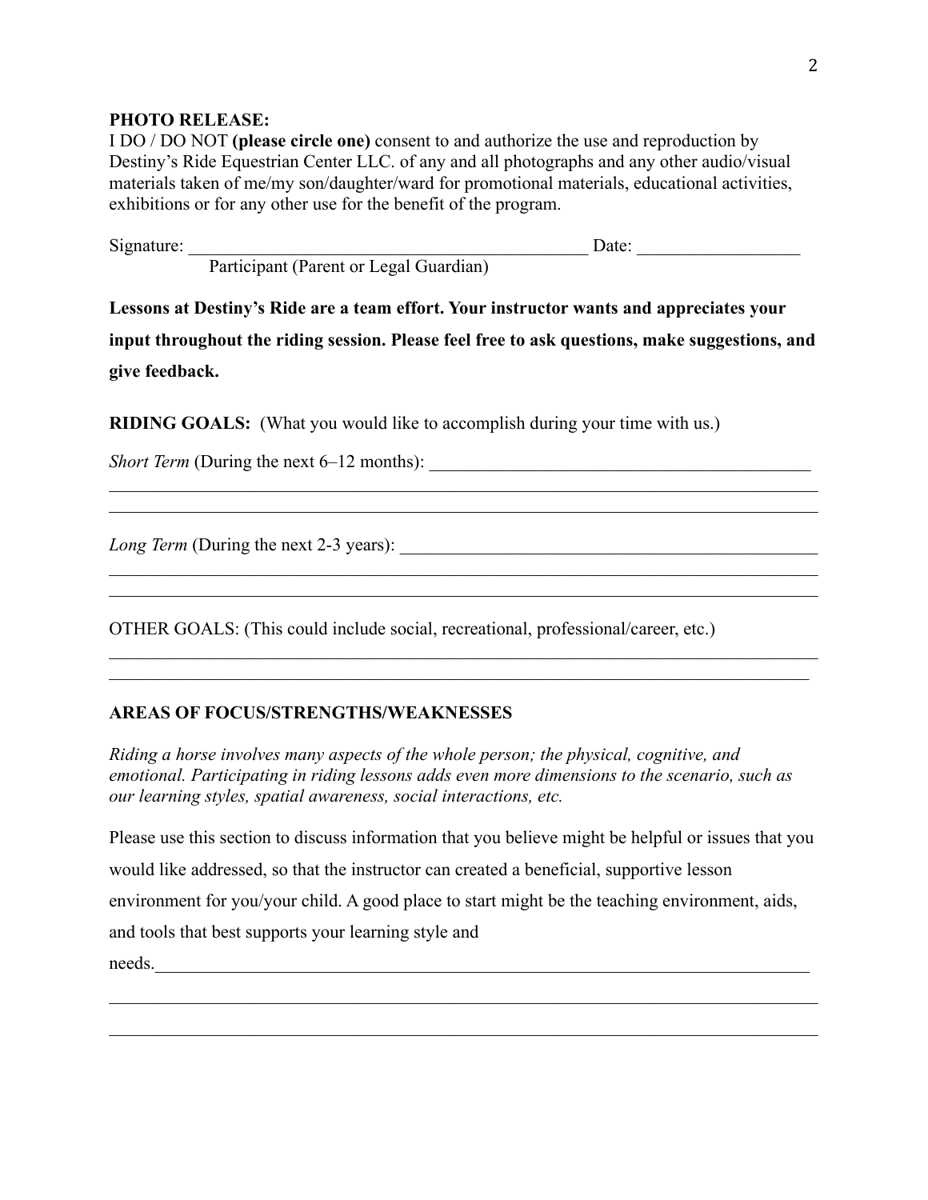**PHOTO RELEASE:**
I DO / DO NOT **(please circle one)** consent to and authorize the use and reproduction by Destiny's Ride Equestrian Center LLC. of any and all photographs and any other audio/visual materials taken of me/my son/daughter/ward for promotional materials, educational activities, exhibitions or for any other use for the benefit of the program.

Signature: ____________________________________________ Date: _________________
Participant (Parent or Legal Guardian)

**Lessons at Destiny's Ride are a team effort. Your instructor wants and appreciates your input throughout the riding session. Please feel free to ask questions, make suggestions, and give feedback.**

**RIDING GOALS:** (What you would like to accomplish during your time with us.)

*Short Term* (During the next 6–12 months): ___________________________________________
_____________________________________________________________________________
_____________________________________________________________________________

*Long Term* (During the next 2-3 years): ________________________________________________
_____________________________________________________________________________
_____________________________________________________________________________

OTHER GOALS: (This could include social, recreational, professional/career, etc.)
_____________________________________________________________________________
_____________________________________________________________________________

**AREAS OF FOCUS/STRENGTHS/WEAKNESSES**

*Riding a horse involves many aspects of the whole person; the physical, cognitive, and emotional. Participating in riding lessons adds even more dimensions to the scenario, such as our learning styles, spatial awareness, social interactions, etc.*

Please use this section to discuss information that you believe might be helpful or issues that you would like addressed, so that the instructor can created a beneficial, supportive lesson environment for you/your child. A good place to start might be the teaching environment, aids, and tools that best supports your learning style and needs.____________________________________________________________________________
_____________________________________________________________________________
_____________________________________________________________________________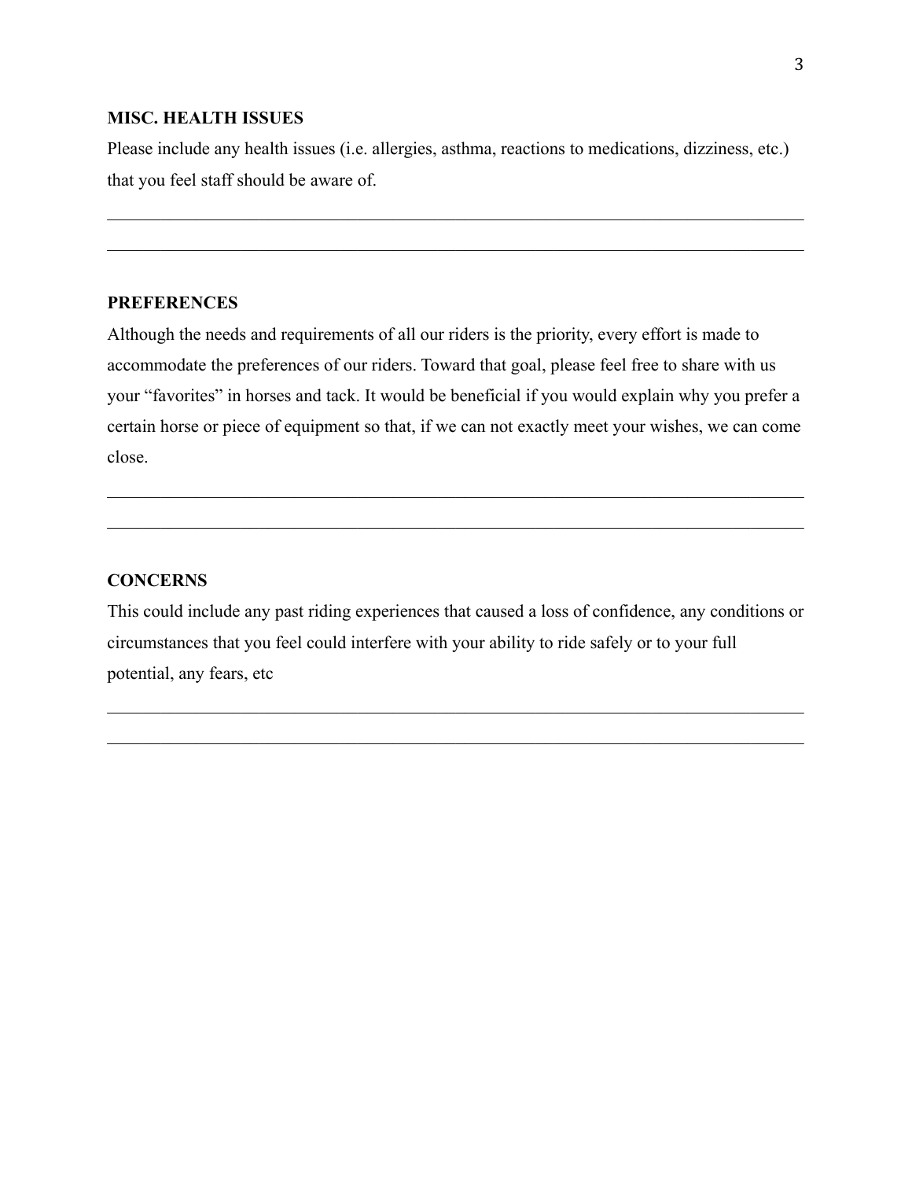**MISC. HEALTH ISSUES**

Please include any health issues (i.e. allergies, asthma, reactions to medications, dizziness, etc.) that you feel staff should be aware of.

______________________________________________________________________________

______________________________________________________________________________

**PREFERENCES**

Although the needs and requirements of all our riders is the priority, every effort is made to accommodate the preferences of our riders. Toward that goal, please feel free to share with us your "favorites" in horses and tack. It would be beneficial if you would explain why you prefer a certain horse or piece of equipment so that, if we can not exactly meet your wishes, we can come close.

______________________________________________________________________________

______________________________________________________________________________

**CONCERNS**

This could include any past riding experiences that caused a loss of confidence, any conditions or circumstances that you feel could interfere with your ability to ride safely or to your full potential, any fears, etc

______________________________________________________________________________

______________________________________________________________________________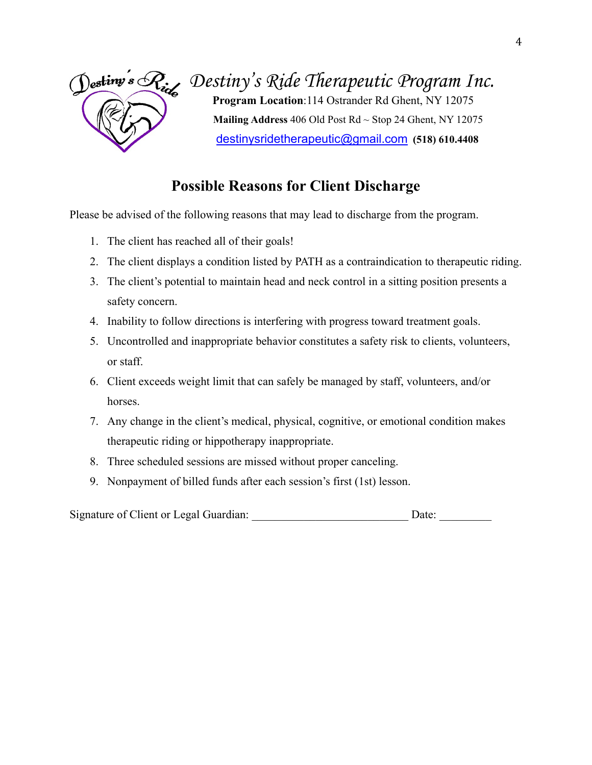# Destiny's Ride Therapeutic Program Inc.

**Program Location**:114 Ostrander Rd Ghent, NY 12075

**Mailing Address** 406 Old Post Rd ~ Stop 24 Ghent, NY 12075

destinysridetherapeutic@gmail.com **(518) 610.4408**

## Possible Reasons for Client Discharge

Please be advised of the following reasons that may lead to discharge from the program.

1. The client has reached all of their goals!
2. The client displays a condition listed by PATH as a contraindication to therapeutic riding.
3. The client's potential to maintain head and neck control in a sitting position presents a safety concern.
4. Inability to follow directions is interfering with progress toward treatment goals.
5. Uncontrolled and inappropriate behavior constitutes a safety risk to clients, volunteers, or staff.
6. Client exceeds weight limit that can safely be managed by staff, volunteers, and/or horses.
7. Any change in the client's medical, physical, cognitive, or emotional condition makes therapeutic riding or hippotherapy inappropriate.
8. Three scheduled sessions are missed without proper canceling.
9. Nonpayment of billed funds after each session's first (1st) lesson.

Signature of Client or Legal Guardian: ___________________________ Date: _________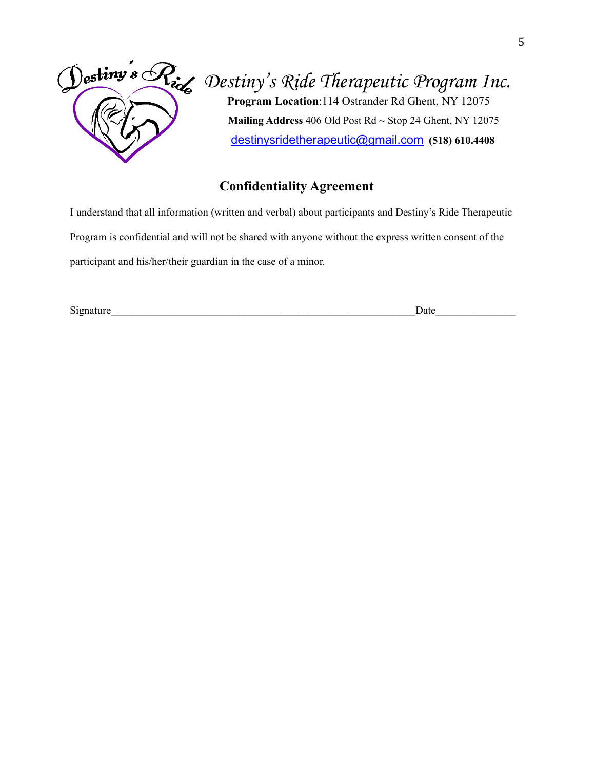*Destiny's Ride Therapeutic Program Inc.*

**Program Location**:114 Ostrander Rd Ghent, NY 12075

**Mailing Address** 406 Old Post Rd ~ Stop 24 Ghent, NY 12075

destinysridetherapeutic@gmail.com **(518) 610.4408**

## Confidentiality Agreement

I understand that all information (written and verbal) about participants and Destiny's Ride Therapeutic Program is confidential and will not be shared with anyone without the express written consent of the participant and his/her/their guardian in the case of a minor.

Signature___________________________________________________________Date_______________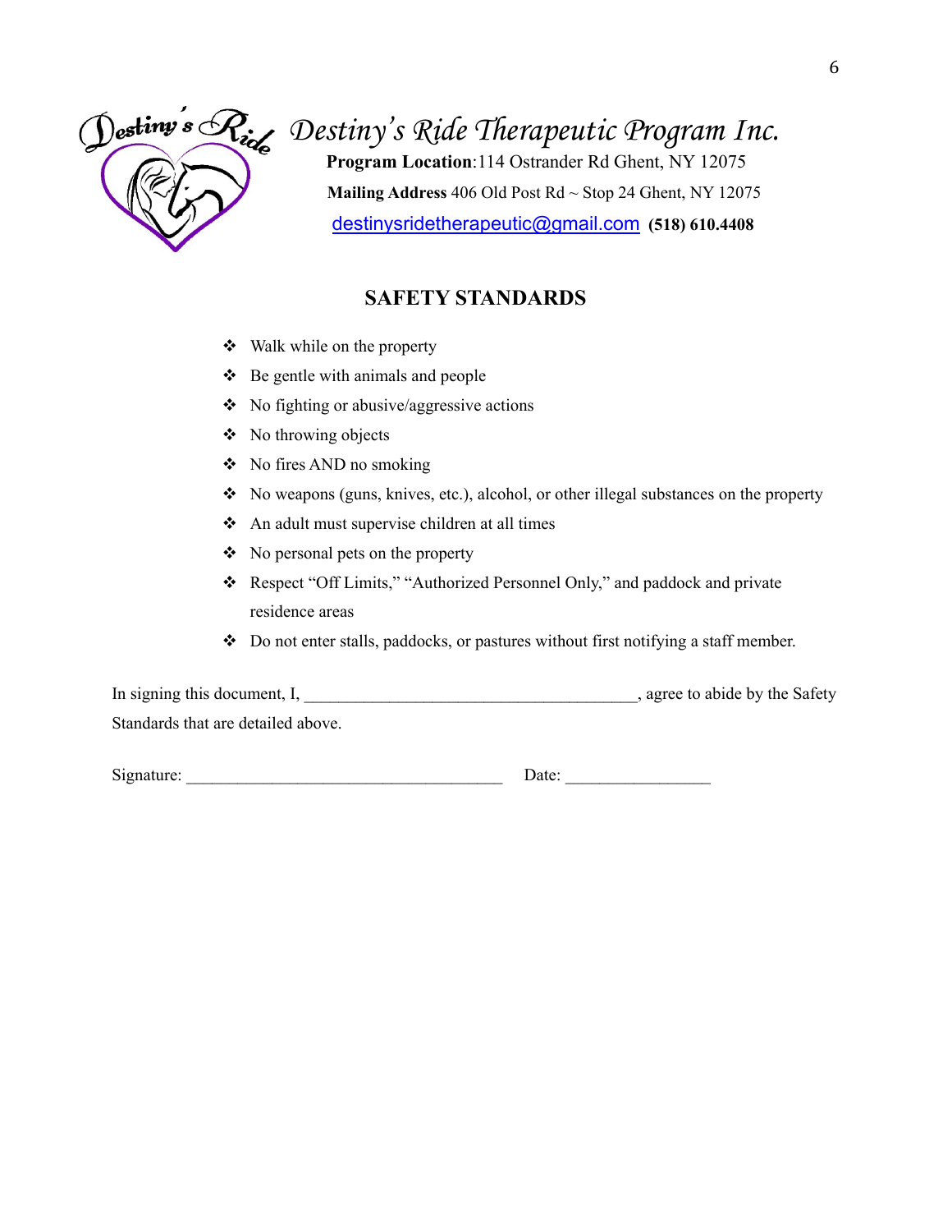# Destiny's Ride Therapeutic Program Inc.

**Program Location**:114 Ostrander Rd Ghent, NY 12075

**Mailing Address** 406 Old Post Rd ~ Stop 24 Ghent, NY 12075

destinysridetherapeutic@gmail.com **(518) 610.4408**

## SAFETY STANDARDS

- Walk while on the property
- Be gentle with animals and people
- No fighting or abusive/aggressive actions
- No throwing objects
- No fires AND no smoking
- No weapons (guns, knives, etc.), alcohol, or other illegal substances on the property
- An adult must supervise children at all times
- No personal pets on the property
- Respect "Off Limits," "Authorized Personnel Only," and paddock and private residence areas
- Do not enter stalls, paddocks, or pastures without first notifying a staff member.

In signing this document, I, ________________________________________, agree to abide by the Safety Standards that are detailed above.

Signature: ______________________________________ Date: _________________